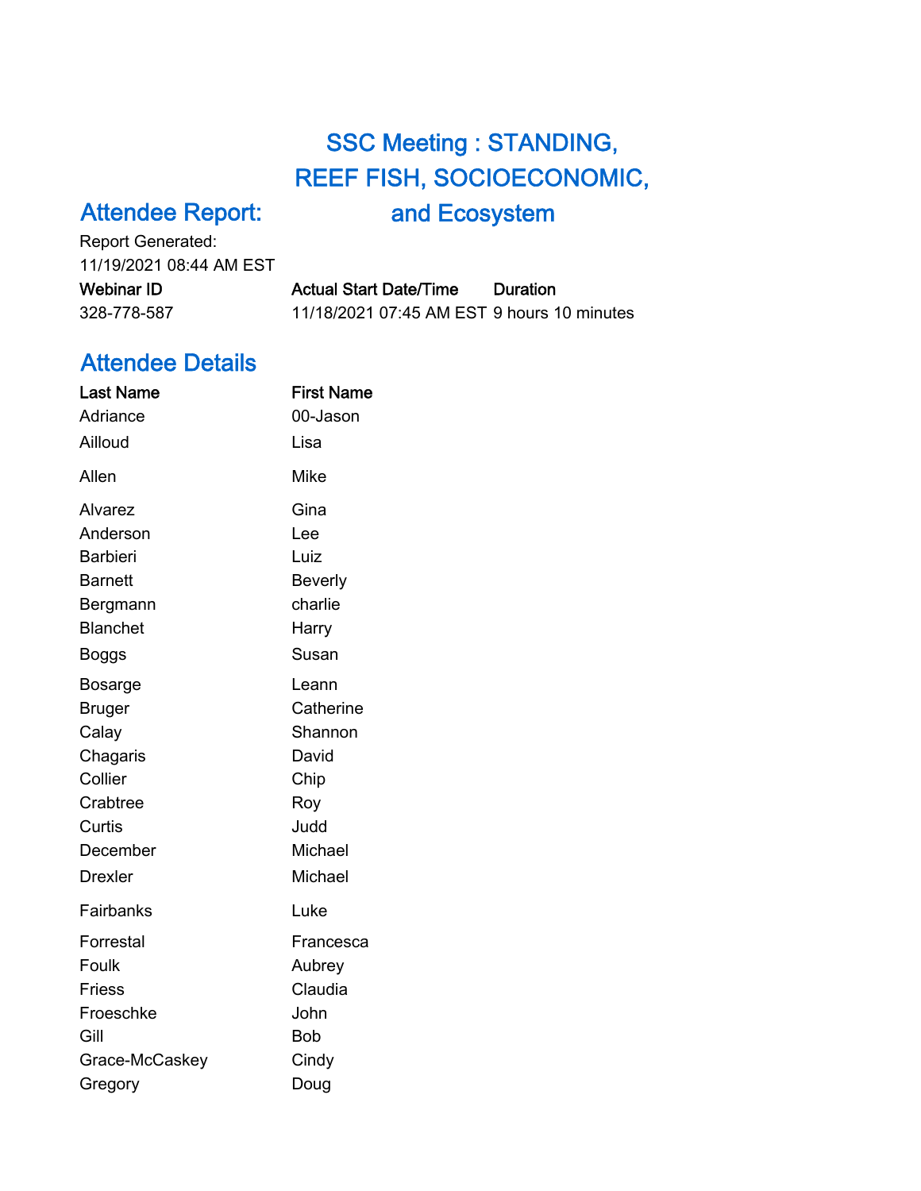# SSC Meeting : STANDING, REEF FISH, SOCIOECONOMIC, and Ecosystem

## Attendee Report:

Report Generated:
11/19/2021 08:44 AM EST

| Webinar ID | Actual Start Date/Time | Duration |
|---|---|---|
| 328-778-587 | 11/18/2021 07:45 AM EST | 9 hours 10 minutes |

## Attendee Details

| Last Name | First Name |
|---|---|
| Adriance | 00-Jason |
| Ailloud | Lisa |
| Allen | Mike |
| Alvarez | Gina |
| Anderson | Lee |
| Barbieri | Luiz |
| Barnett | Beverly |
| Bergmann | charlie |
| Blanchet | Harry |
| Boggs | Susan |
| Bosarge | Leann |
| Bruger | Catherine |
| Calay | Shannon |
| Chagaris | David |
| Collier | Chip |
| Crabtree | Roy |
| Curtis | Judd |
| December | Michael |
| Drexler | Michael |
| Fairbanks | Luke |
| Forrestal | Francesca |
| Foulk | Aubrey |
| Friess | Claudia |
| Froeschke | John |
| Gill | Bob |
| Grace-McCaskey | Cindy |
| Gregory | Doug |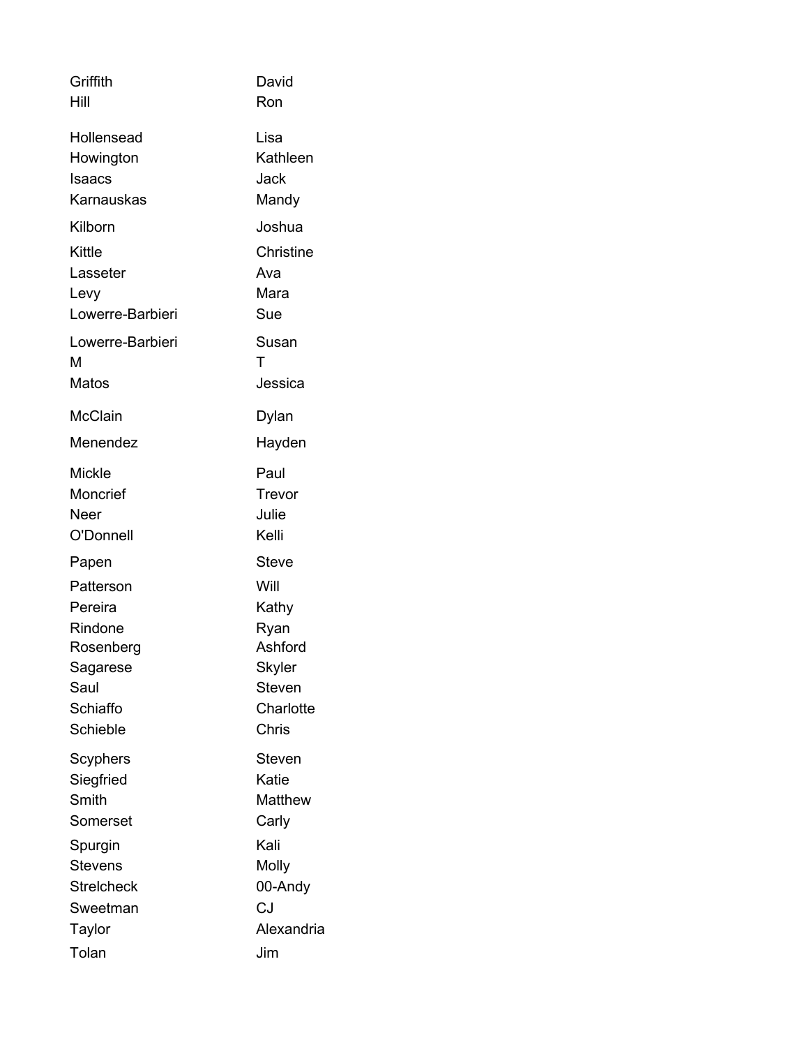| | |
|---|---|
| Griffith | David |
| Hill | Ron |
| Hollensead | Lisa |
| Howington | Kathleen |
| Isaacs | Jack |
| Karnauskas | Mandy |
| Kilborn | Joshua |
| Kittle | Christine |
| Lasseter | Ava |
| Levy | Mara |
| Lowerre-Barbieri | Sue |
| Lowerre-Barbieri | Susan |
| M | T |
| Matos | Jessica |
| McClain | Dylan |
| Menendez | Hayden |
| Mickle | Paul |
| Moncrief | Trevor |
| Neer | Julie |
| O'Donnell | Kelli |
| Papen | Steve |
| Patterson | Will |
| Pereira | Kathy |
| Rindone | Ryan |
| Rosenberg | Ashford |
| Sagarese | Skyler |
| Saul | Steven |
| Schiaffo | Charlotte |
| Schieble | Chris |
| Scyphers | Steven |
| Siegfried | Katie |
| Smith | Matthew |
| Somerset | Carly |
| Spurgin | Kali |
| Stevens | Molly |
| Strelcheck | 00-Andy |
| Sweetman | CJ |
| Taylor | Alexandria |
| Tolan | Jim |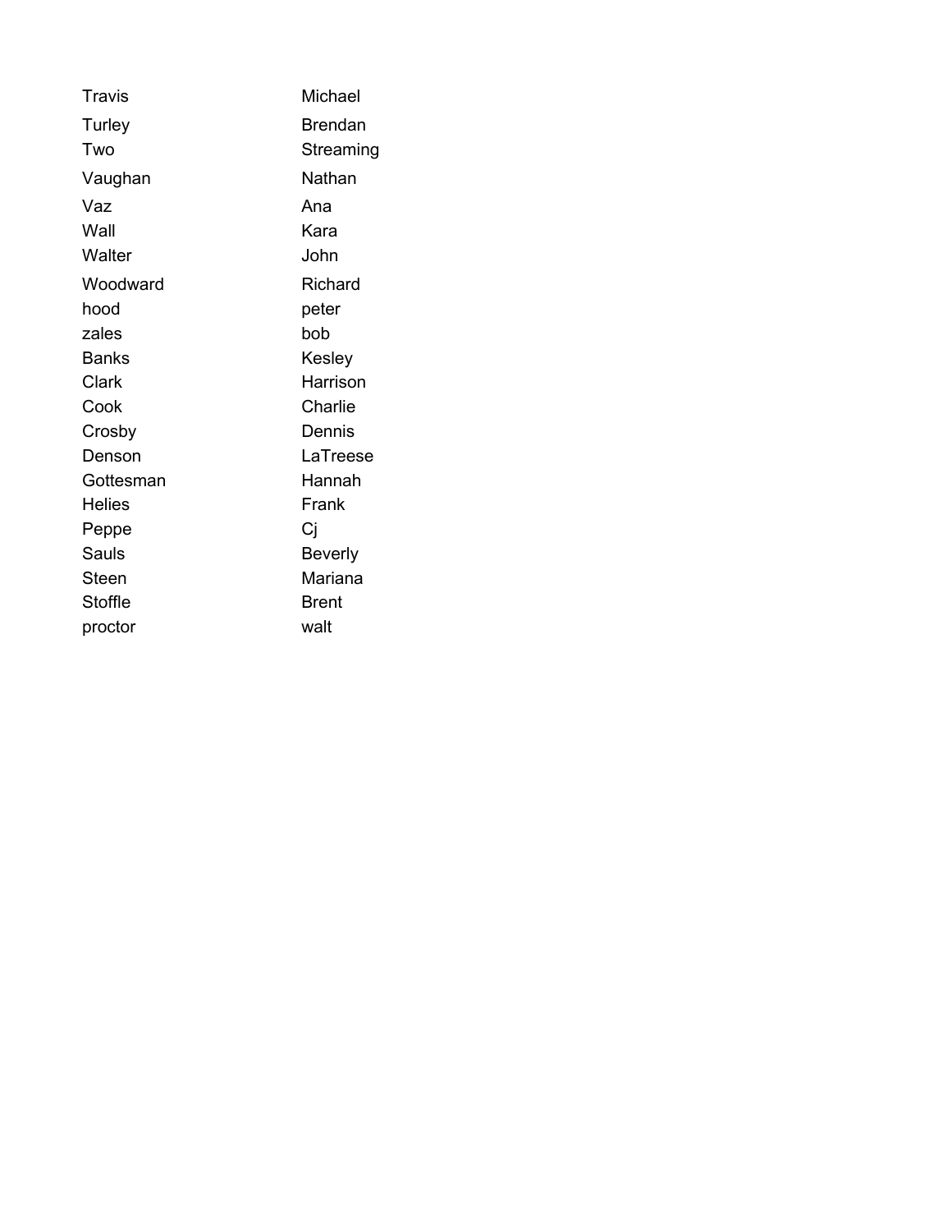| | |
|---|---|
| Travis | Michael |
| Turley | Brendan |
| Two | Streaming |
| Vaughan | Nathan |
| Vaz | Ana |
| Wall | Kara |
| Walter | John |
| Woodward | Richard |
| hood | peter |
| zales | bob |
| Banks | Kesley |
| Clark | Harrison |
| Cook | Charlie |
| Crosby | Dennis |
| Denson | LaTreese |
| Gottesman | Hannah |
| Helies | Frank |
| Peppe | Cj |
| Sauls | Beverly |
| Steen | Mariana |
| Stoffle | Brent |
| proctor | walt |